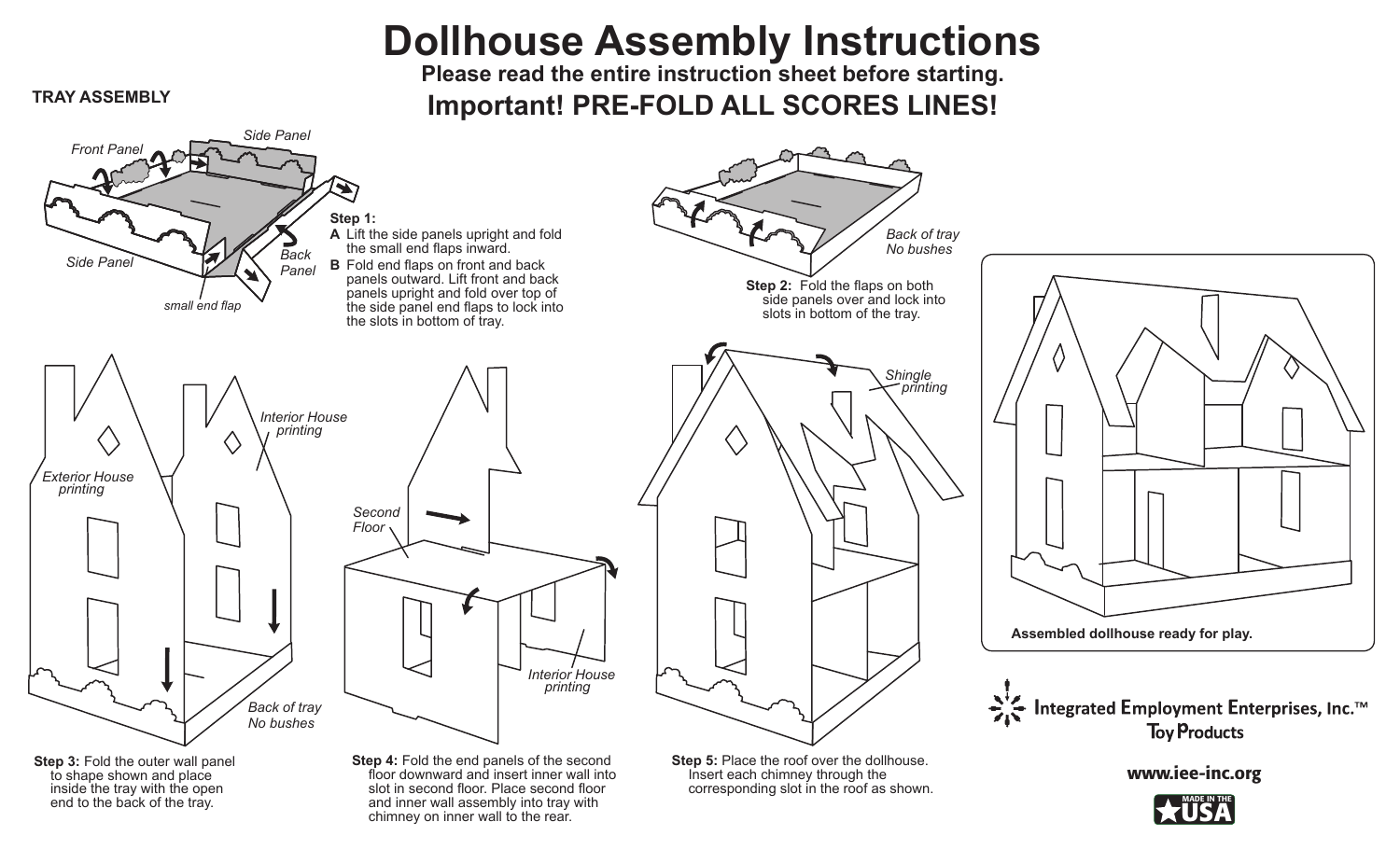# Dollhouse Assembly Instructions

**Please read the entire instruction sheet before starting.**

## Important! PRE-FOLD ALL SCORES LINES!

### TRAY ASSEMBLY

Front Panel

Side Panel

Side Panel

Back Panel

small end flap

**Step 1:**

**A** Lift the side panels upright and fold the small end flaps inward.

**B** Fold end flaps on front and back panels outward. Lift front and back panels upright and fold over top of the side panel end flaps to lock into the slots in bottom of tray.

*Back of tray No bushes*

**Step 2:** Fold the flaps on both side panels over and lock into slots in bottom of the tray.

*Exterior House printing*

*Interior House printing*

*Back of tray No bushes*

**Step 3:** Fold the outer wall panel to shape shown and place inside the tray with the open end to the back of the tray.

*Second Floor*

*Interior House printing*

**Step 4:** Fold the end panels of the second floor downward and insert inner wall into slot in second floor. Place second floor and inner wall assembly into tray with chimney on inner wall to the rear.

*Shingle printing*

**Step 5:** Place the roof over the dollhouse. Insert each chimney through the corresponding slot in the roof as shown.

**Assembled dollhouse ready for play.**

Integrated Employment Enterprises, Inc.™
Toy Products

**www.iee-inc.org**

MADE IN THE USA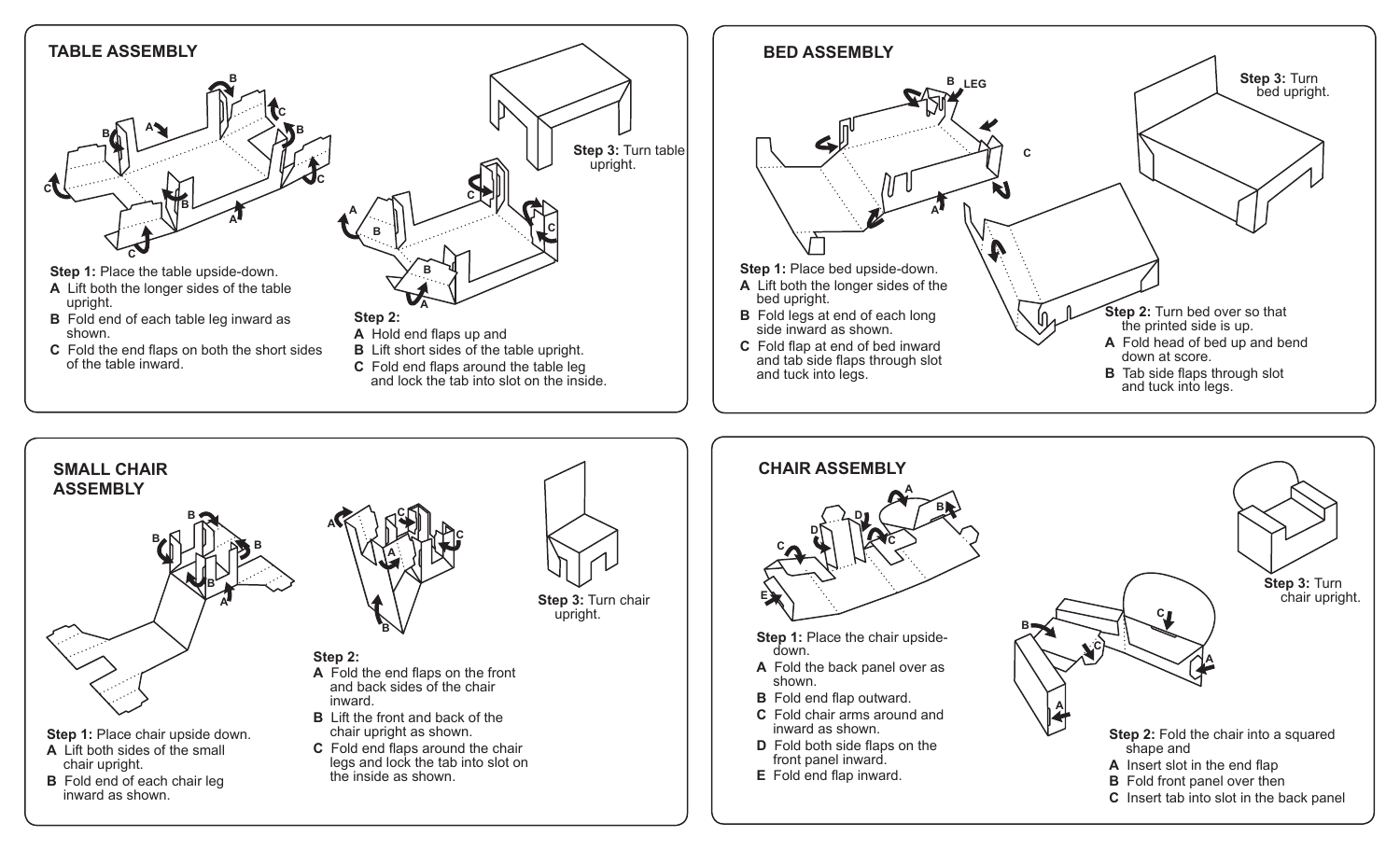## TABLE ASSEMBLY

**Step 1:** Place the table upside-down.

- **A** Lift both the longer sides of the table upright.
- **B** Fold end of each table leg inward as shown.
- **C** Fold the end flaps on both the short sides of the table inward.

**Step 2:**

- **A** Hold end flaps up and
- **B** Lift short sides of the table upright.
- **C** Fold end flaps around the table leg and lock the tab into slot on the inside.

**Step 3:** Turn table upright.

## BED ASSEMBLY

**Step 1:** Place bed upside-down.

- **A** Lift both the longer sides of the bed upright.
- **B** Fold legs at end of each long side inward as shown.
- **C** Fold flap at end of bed inward and tab side flaps through slot and tuck into legs.

**Step 2:** Turn bed over so that the printed side is up.

- **A** Fold head of bed up and bend down at score.
- **B** Tab side flaps through slot and tuck into legs.

**Step 3:** Turn bed upright.

## SMALL CHAIR ASSEMBLY

**Step 1:** Place chair upside down.

- **A** Lift both sides of the small chair upright.
- **B** Fold end of each chair leg inward as shown.

**Step 2:**

- **A** Fold the end flaps on the front and back sides of the chair inward.
- **B** Lift the front and back of the chair upright as shown.
- **C** Fold end flaps around the chair legs and lock the tab into slot on the inside as shown.

**Step 3:** Turn chair upright.

## CHAIR ASSEMBLY

**Step 1:** Place the chair upside-down.

- **A** Fold the back panel over as shown.
- **B** Fold end flap outward.
- **C** Fold chair arms around and inward as shown.
- **D** Fold both side flaps on the front panel inward.
- **E** Fold end flap inward.

**Step 2:** Fold the chair into a squared shape and

- **A** Insert slot in the end flap
- **B** Fold front panel over then
- **C** Insert tab into slot in the back panel

**Step 3:** Turn chair upright.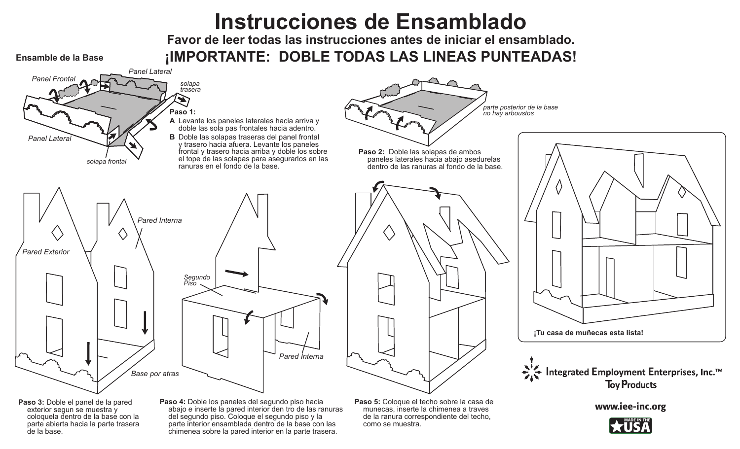# Instrucciones de Ensamblado

**Favor de leer todas las instrucciones antes de iniciar el ensamblado.**

## ¡IMPORTANTE: DOBLE TODAS LAS LINEAS PUNTEADAS!

### Ensamble de la Base

*Panel Frontal*

*Panel Lateral*

*solapa trasera*

*Panel Lateral*

*solapa frontal*

**Paso 1:**

**A** Levante los paneles laterales hacia arriva y doble las sola pas frontales hacia adentro.

**B** Doble las solapas traseras del panel frontal y trasero hacia afuera. Levante los paneles frontal y trasero hacia arriba y doble los sobre el tope de las solapas para asegurarlos en las ranuras en el fondo de la base.

*parte posterior de la base no hay arboustos*

**Paso 2:** Doble las solapas de ambos paneles laterales hacia abajo asedurelas dentro de las ranuras al fondo de la base.

*Pared Interna*

*Pared Exterior*

*Base por atras*

**Paso 3:** Doble el panel de la pared exterior segun se muestra y coloquela dentro de la base con la parte abierta hacia la parte trasera de la base.

*Segundo Piso*

*Pared Interna*

**Paso 4:** Doble los paneles del segundo piso hacia abajo e inserte la pared interior den tro de las ranuras del segundo piso. Coloque el segundo piso y la parte interior ensamblada dentro de la base con las chimenea sobre la pared interior en la parte trasera.

**Paso 5:** Coloque el techo sobre la casa de munecas, inserte la chimenea a traves de la ranura correspondiente del techo, como se muestra.

**¡Tu casa de muñecas esta lista!**

**Integrated Employment Enterprises, Inc.™**
**Toy Products**

**www.iee-inc.org**

MADE IN THE USA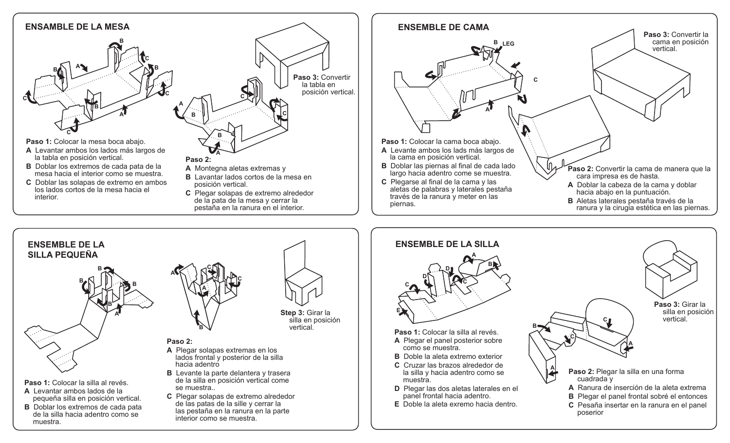## ENSAMBLE DE LA MESA

**Paso 1:** Colocar la mesa boca abajo.

- **A** Levantar ambos los lados más largos de la tabla en posición vertical.
- **B** Doblar los extremos de cada pata de la mesa hacia el interior como se muestra.
- **C** Doblar las solapas de extremo en ambos los lados cortos de la mesa hacia el interior.

**Paso 2:**

- **A** Montegna aletas extremas y
- **B** Lavantar lados cortos de la mesa en posición vertical.
- **C** Plegar solapas de extremo alrededor de la pata de la mesa y cerrar la pestaña en la ranura en el interior.

**Paso 3:** Convertir la tabla en posición vertical.

## ENSEMBLE DE CAMA

**Paso 1:** Colocar la cama boca abajo.

- **A** Levante ambos los lads más largos de la cama en posición vertical.
- **B** Doblar las piernas al final de cada lado largo hacia adentro come se muestra.
- **C** Plegarse al final de la cama y las aletas de palabras y laterales pestaña través de la ranura y meter en las piernas.

**Paso 2:** Convertir la cama de manera que la cara impresa es de hasta.

- **A** Doblar la cabeza de la cama y doblar hacia abajo en la puntuación.
- **B** Aletas laterales pestaña través de la ranura y la cirugia estética en las piernas.

**Paso 3:** Convertir la cama en posición vertical.

## ENSEMBLE DE LA SILLA PEQUEÑA

**Paso 1:** Colocar la silla al revés.

- **A** Levantar ambos lados de la pequeña silla en posición vertical.
- **B** Doblar los extremos de cada pata de la silla hacia adentro como se muestra.

**Paso 2:**

- **A** Plegar solapas extremas en los lados frontal y posterior de la silla hacia adentro
- **B** Levante la parte delantera y trasera de la silla en posición vertical come se muestra..
- **C** Plegar solapas de extremo alrededor de las patas de la sille y cerrar la las pestaña en la ranura en la parte interior como se muestra.

**Step 3:** Girar la silla en posición vertical.

## ENSEMBLE DE LA SILLA

**Paso 1:** Colocar la silla al revés.

- **A** Plegar el panel posterior sobre como se muestra.
- **B** Doble la aleta extremo exterior
- **C** Cruzar las brazos alrededor de la silla y hacia adentro como se muestra.
- **D** Plegar las dos aletas laterales en el panel frontal hacia adentro.
- **E** Doble la aleta exremo hacia dentro.

**Paso 2:** Plegar la silla en una forma cuadrada y

- **A** Ranura de inserción de la aleta extrema
- **B** Plegar el panel frontal sobré el entonces
- **C** Pesaña insertar en la ranura en el panel poserior

**Paso 3:** Girar la silla en posición vertical.